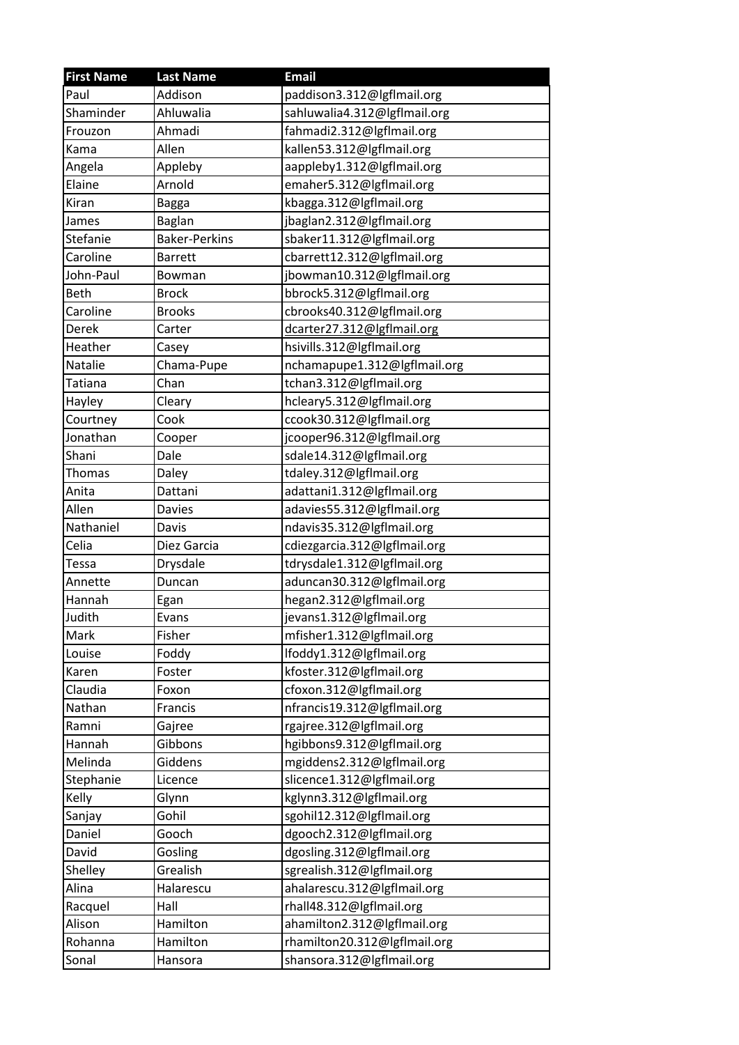| First Name | Last Name | Email |
|---|---|---|
| Paul | Addison | paddison3.312@lgflmail.org |
| Shaminder | Ahluwalia | sahluwalia4.312@lgflmail.org |
| Frouzon | Ahmadi | fahmadi2.312@lgflmail.org |
| Kama | Allen | kallen53.312@lgflmail.org |
| Angela | Appleby | aappleby1.312@lgflmail.org |
| Elaine | Arnold | emaher5.312@lgflmail.org |
| Kiran | Bagga | kbagga.312@lgflmail.org |
| James | Baglan | jbaglan2.312@lgflmail.org |
| Stefanie | Baker-Perkins | sbaker11.312@lgflmail.org |
| Caroline | Barrett | cbarrett12.312@lgflmail.org |
| John-Paul | Bowman | jbowman10.312@lgflmail.org |
| Beth | Brock | bbrock5.312@lgflmail.org |
| Caroline | Brooks | cbrooks40.312@lgflmail.org |
| Derek | Carter | dcarter27.312@lgflmail.org |
| Heather | Casey | hsivills.312@lgflmail.org |
| Natalie | Chama-Pupe | nchamapupe1.312@lgflmail.org |
| Tatiana | Chan | tchan3.312@lgflmail.org |
| Hayley | Cleary | hcleary5.312@lgflmail.org |
| Courtney | Cook | ccook30.312@lgflmail.org |
| Jonathan | Cooper | jcooper96.312@lgflmail.org |
| Shani | Dale | sdale14.312@lgflmail.org |
| Thomas | Daley | tdaley.312@lgflmail.org |
| Anita | Dattani | adattani1.312@lgflmail.org |
| Allen | Davies | adavies55.312@lgflmail.org |
| Nathaniel | Davis | ndavis35.312@lgflmail.org |
| Celia | Diez Garcia | cdiezgarcia.312@lgflmail.org |
| Tessa | Drysdale | tdrysdale1.312@lgflmail.org |
| Annette | Duncan | aduncan30.312@lgflmail.org |
| Hannah | Egan | hegan2.312@lgflmail.org |
| Judith | Evans | jevans1.312@lgflmail.org |
| Mark | Fisher | mfisher1.312@lgflmail.org |
| Louise | Foddy | lfoddy1.312@lgflmail.org |
| Karen | Foster | kfoster.312@lgflmail.org |
| Claudia | Foxon | cfoxon.312@lgflmail.org |
| Nathan | Francis | nfrancis19.312@lgflmail.org |
| Ramni | Gajree | rgajree.312@lgflmail.org |
| Hannah | Gibbons | hgibbons9.312@lgflmail.org |
| Melinda | Giddens | mgiddens2.312@lgflmail.org |
| Stephanie | Licence | slicence1.312@lgflmail.org |
| Kelly | Glynn | kglynn3.312@lgflmail.org |
| Sanjay | Gohil | sgohil12.312@lgflmail.org |
| Daniel | Gooch | dgooch2.312@lgflmail.org |
| David | Gosling | dgosling.312@lgflmail.org |
| Shelley | Grealish | sgrealish.312@lgflmail.org |
| Alina | Halarescu | ahalarescu.312@lgflmail.org |
| Racquel | Hall | rhall48.312@lgflmail.org |
| Alison | Hamilton | ahamilton2.312@lgflmail.org |
| Rohanna | Hamilton | rhamilton20.312@lgflmail.org |
| Sonal | Hansora | shansora.312@lgflmail.org |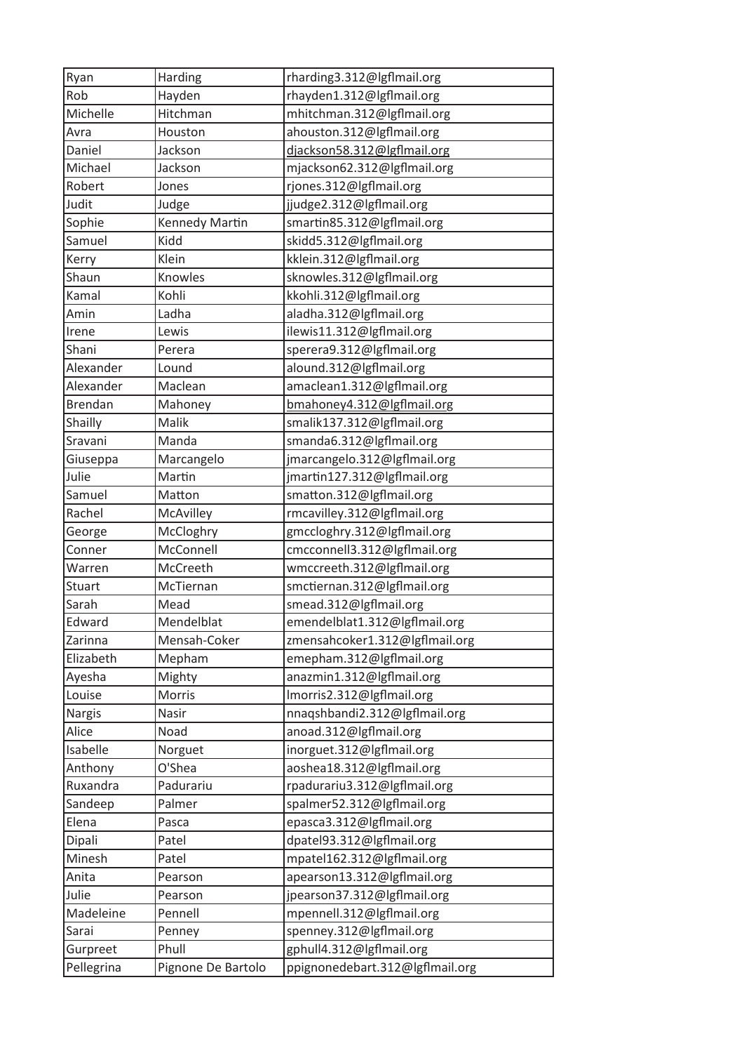| Ryan | Harding | rharding3.312@lgflmail.org |
|---|---|---|
| Rob | Hayden | rhayden1.312@lgflmail.org |
| Michelle | Hitchman | mhitchman.312@lgflmail.org |
| Avra | Houston | ahouston.312@lgflmail.org |
| Daniel | Jackson | djackson58.312@lgflmail.org |
| Michael | Jackson | mjackson62.312@lgflmail.org |
| Robert | Jones | rjones.312@lgflmail.org |
| Judit | Judge | jjudge2.312@lgflmail.org |
| Sophie | Kennedy Martin | smartin85.312@lgflmail.org |
| Samuel | Kidd | skidd5.312@lgflmail.org |
| Kerry | Klein | kklein.312@lgflmail.org |
| Shaun | Knowles | sknowles.312@lgflmail.org |
| Kamal | Kohli | kkohli.312@lgflmail.org |
| Amin | Ladha | aladha.312@lgflmail.org |
| Irene | Lewis | ilewis11.312@lgflmail.org |
| Shani | Perera | sperera9.312@lgflmail.org |
| Alexander | Lound | alound.312@lgflmail.org |
| Alexander | Maclean | amaclean1.312@lgflmail.org |
| Brendan | Mahoney | bmahoney4.312@lgflmail.org |
| Shailly | Malik | smalik137.312@lgflmail.org |
| Sravani | Manda | smanda6.312@lgflmail.org |
| Giuseppa | Marcangelo | jmarcangelo.312@lgflmail.org |
| Julie | Martin | jmartin127.312@lgflmail.org |
| Samuel | Matton | smatton.312@lgflmail.org |
| Rachel | McAvilley | rmcavilley.312@lgflmail.org |
| George | McCloghry | gmccloghry.312@lgflmail.org |
| Conner | McConnell | cmcconnell3.312@lgflmail.org |
| Warren | McCreeth | wmccreeth.312@lgflmail.org |
| Stuart | McTiernan | smctiernan.312@lgflmail.org |
| Sarah | Mead | smead.312@lgflmail.org |
| Edward | Mendelblat | emendelblat1.312@lgflmail.org |
| Zarinna | Mensah-Coker | zmensahcoker1.312@lgflmail.org |
| Elizabeth | Mepham | emepham.312@lgflmail.org |
| Ayesha | Mighty | anazmin1.312@lgflmail.org |
| Louise | Morris | lmorris2.312@lgflmail.org |
| Nargis | Nasir | nnaqshbandi2.312@lgflmail.org |
| Alice | Noad | anoad.312@lgflmail.org |
| Isabelle | Norguet | inorguet.312@lgflmail.org |
| Anthony | O'Shea | aoshea18.312@lgflmail.org |
| Ruxandra | Padurariu | rpadurariu3.312@lgflmail.org |
| Sandeep | Palmer | spalmer52.312@lgflmail.org |
| Elena | Pasca | epasca3.312@lgflmail.org |
| Dipali | Patel | dpatel93.312@lgflmail.org |
| Minesh | Patel | mpatel162.312@lgflmail.org |
| Anita | Pearson | apearson13.312@lgflmail.org |
| Julie | Pearson | jpearson37.312@lgflmail.org |
| Madeleine | Pennell | mpennell.312@lgflmail.org |
| Sarai | Penney | spenney.312@lgflmail.org |
| Gurpreet | Phull | gphull4.312@lgflmail.org |
| Pellegrina | Pignone De Bartolo | ppignonedebart.312@lgflmail.org |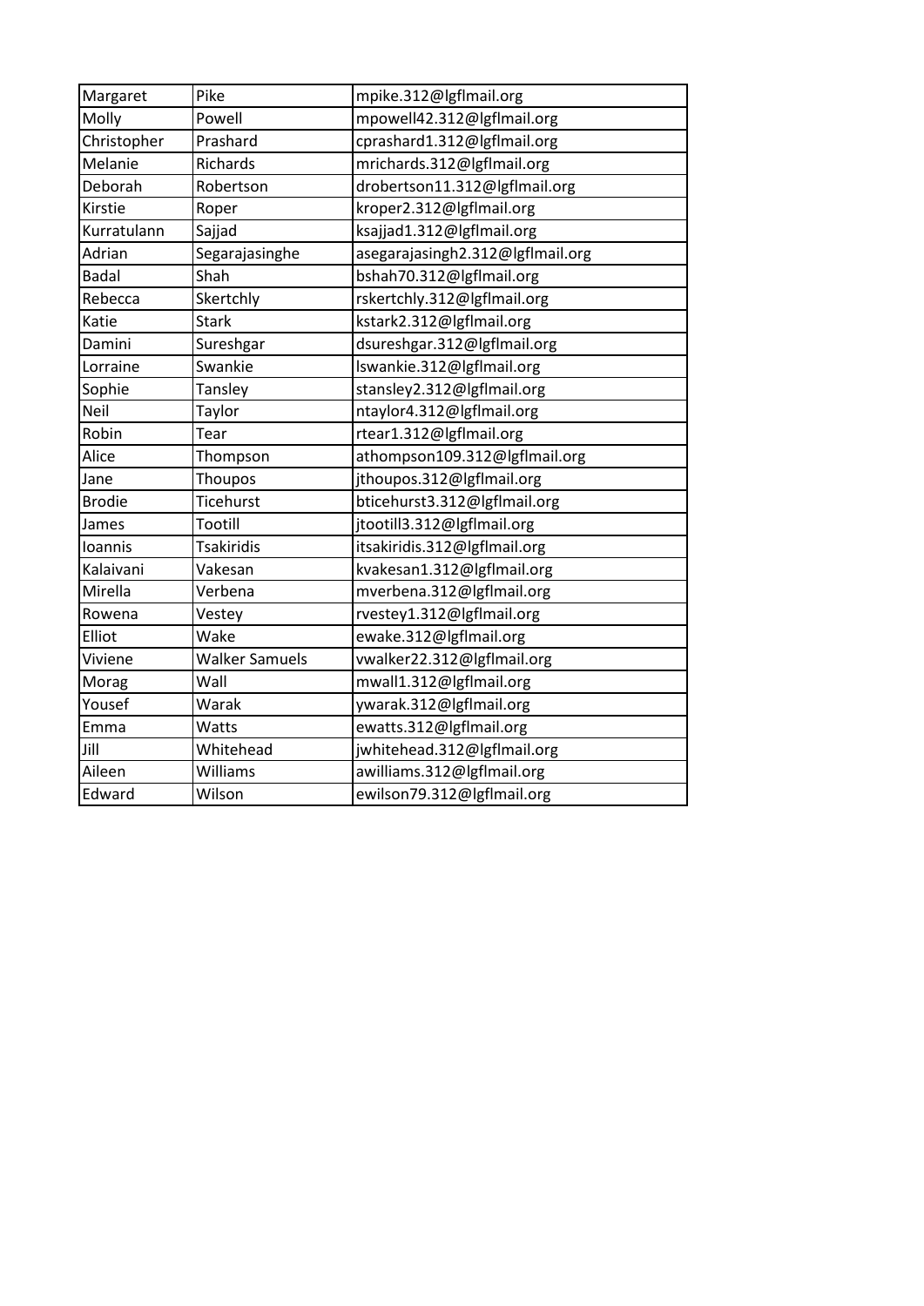| | | |
|---|---|---|
| Margaret | Pike | mpike.312@lgflmail.org |
| Molly | Powell | mpowell42.312@lgflmail.org |
| Christopher | Prashard | cprashard1.312@lgflmail.org |
| Melanie | Richards | mrichards.312@lgflmail.org |
| Deborah | Robertson | drobertson11.312@lgflmail.org |
| Kirstie | Roper | kroper2.312@lgflmail.org |
| Kurratulann | Sajjad | ksajjad1.312@lgflmail.org |
| Adrian | Segarajasinghe | asegarajasingh2.312@lgflmail.org |
| Badal | Shah | bshah70.312@lgflmail.org |
| Rebecca | Skertchly | rskertchly.312@lgflmail.org |
| Katie | Stark | kstark2.312@lgflmail.org |
| Damini | Sureshgar | dsureshgar.312@lgflmail.org |
| Lorraine | Swankie | lswankie.312@lgflmail.org |
| Sophie | Tansley | stansley2.312@lgflmail.org |
| Neil | Taylor | ntaylor4.312@lgflmail.org |
| Robin | Tear | rtear1.312@lgflmail.org |
| Alice | Thompson | athompson109.312@lgflmail.org |
| Jane | Thoupos | jthoupos.312@lgflmail.org |
| Brodie | Ticehurst | bticehurst3.312@lgflmail.org |
| James | Tootill | jtootill3.312@lgflmail.org |
| Ioannis | Tsakiridis | itsakiridis.312@lgflmail.org |
| Kalaivani | Vakesan | kvakesan1.312@lgflmail.org |
| Mirella | Verbena | mverbena.312@lgflmail.org |
| Rowena | Vestey | rvestey1.312@lgflmail.org |
| Elliot | Wake | ewake.312@lgflmail.org |
| Viviene | Walker Samuels | vwalker22.312@lgflmail.org |
| Morag | Wall | mwall1.312@lgflmail.org |
| Yousef | Warak | ywarak.312@lgflmail.org |
| Emma | Watts | ewatts.312@lgflmail.org |
| Jill | Whitehead | jwhitehead.312@lgflmail.org |
| Aileen | Williams | awilliams.312@lgflmail.org |
| Edward | Wilson | ewilson79.312@lgflmail.org |